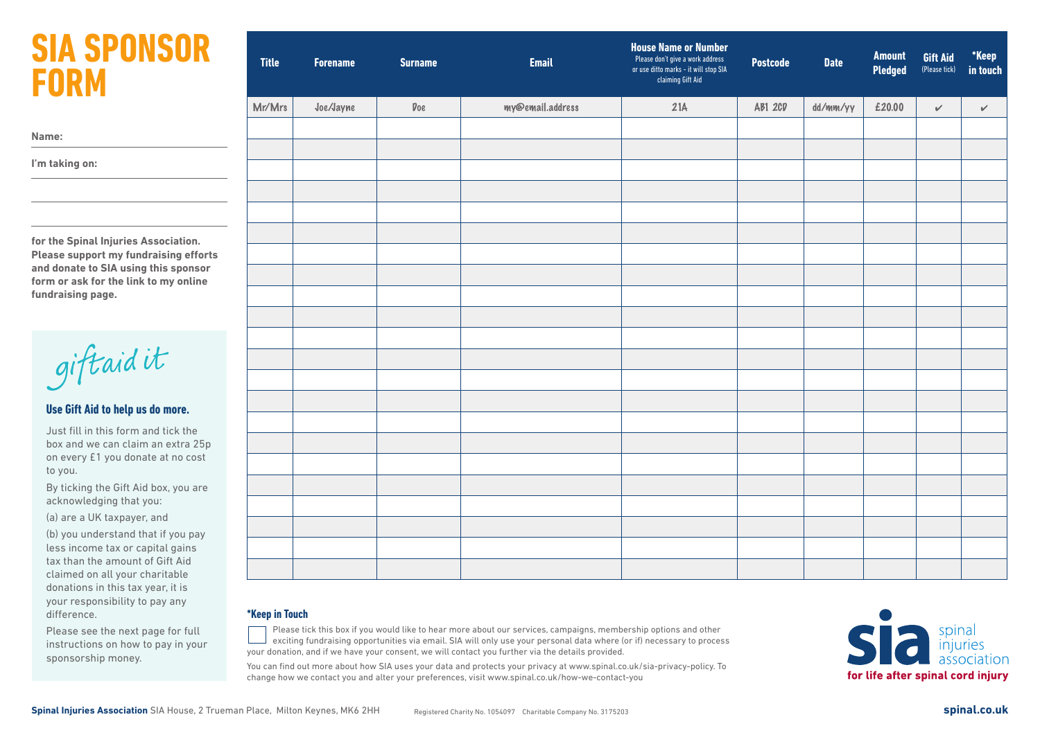# SIA SPONSOR FORM

**Name:**

**I'm taking on:**

**for the Spinal Injuries Association. Please support my fundraising efforts and donate to SIA using this sponsor form or ask for the link to my online fundraising page.**

giftaid it

### Use Gift Aid to help us do more.

Just fill in this form and tick the box and we can claim an extra 25p on every £1 you donate at no cost to you.

By ticking the Gift Aid box, you are acknowledging that you:

(a) are a UK taxpayer, and

(b) you understand that if you pay less income tax or capital gains tax than the amount of Gift Aid claimed on all your charitable donations in this tax year, it is your responsibility to pay any difference.

Please see the next page for full instructions on how to pay in your sponsorship money.

| Title | Forename | Surname | Email | House Name or Number<br>Please don't give a work address or use ditto marks - it will stop SIA claiming Gift Aid | Postcode | Date | Amount Pledged | Gift Aid (Please tick) | *Keep in touch |
|---|---|---|---|---|---|---|---|---|---|
| Mr/Mrs | Joe/Jayne | Doe | my@email.address | 21A | AB1 2CD | dd/mm/yy | £20.00 | ✔ | ✔ |
| | | | | | | | | | |
| | | | | | | | | | |
| | | | | | | | | | |
| | | | | | | | | | |
| | | | | | | | | | |
| | | | | | | | | | |
| | | | | | | | | | |
| | | | | | | | | | |
| | | | | | | | | | |
| | | | | | | | | | |
| | | | | | | | | | |
| | | | | | | | | | |
| | | | | | | | | | |
| | | | | | | | | | |
| | | | | | | | | | |
| | | | | | | | | | |
| | | | | | | | | | |
| | | | | | | | | | |
| | | | | | | | | | |
| | | | | | | | | | |
| | | | | | | | | | |
| | | | | | | | | | |

**\*Keep in Touch**

☐ Please tick this box if you would like to hear more about our services, campaigns, membership options and other exciting fundraising opportunities via email. SIA will only use your personal data where (or if) necessary to process your donation, and if we have your consent, we will contact you further via the details provided.

You can find out more about how SIA uses your data and protects your privacy at www.spinal.co.uk/sia-privacy-policy. To change how we contact you and alter your preferences, visit www.spinal.co.uk/how-we-contact-you

sia spinal injuries association
**for life after spinal cord injury**

**Spinal Injuries Association** SIA House, 2 Trueman Place, Milton Keynes, MK6 2HH   Registered Charity No. 1054097   Charitable Company No. 3175203   **spinal.co.uk**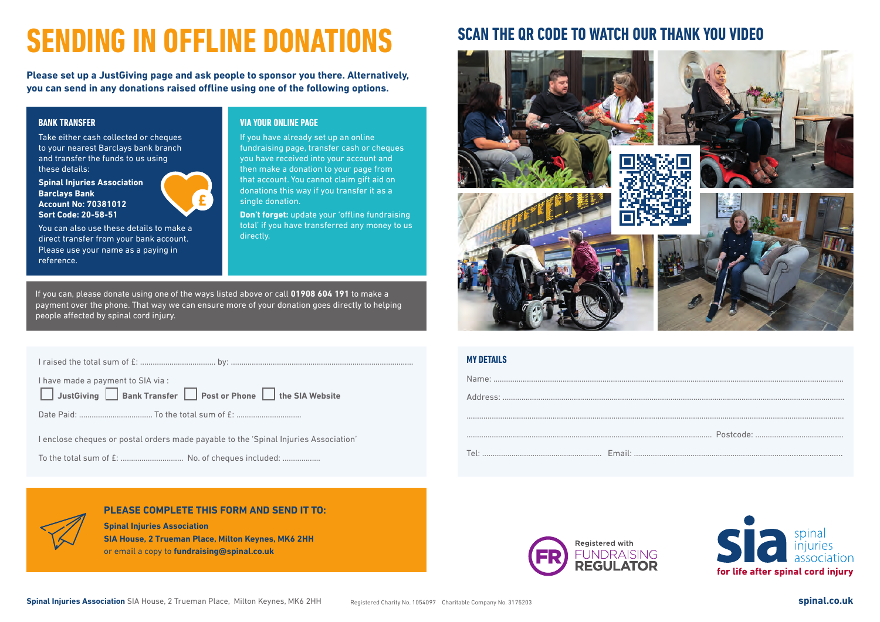# SENDING IN OFFLINE DONATIONS

**Please set up a JustGiving page and ask people to sponsor you there. Alternatively, you can send in any donations raised offline using one of the following options.**

### BANK TRANSFER

Take either cash collected or cheques to your nearest Barclays bank branch and transfer the funds to us using these details:

**Spinal Injuries Association**
**Barclays Bank**
**Account No: 70381012**
**Sort Code: 20-58-51**

You can also use these details to make a direct transfer from your bank account. Please use your name as a paying in reference.

### VIA YOUR ONLINE PAGE

If you have already set up an online fundraising page, transfer cash or cheques you have received into your account and then make a donation to your page from that account. You cannot claim gift aid on donations this way if you transfer it as a single donation.

**Don't forget:** update your 'offline fundraising total' if you have transferred any money to us directly.

If you can, please donate using one of the ways listed above or call **01908 604 191** to make a payment over the phone. That way we can ensure more of your donation goes directly to helping people affected by spinal cord injury.

I raised the total sum of £: .................................... by: ......................................................................................

I have made a payment to SIA via :

☐ **JustGiving** ☐ **Bank Transfer** ☐ **Post or Phone** ☐ **the SIA Website**

Date Paid: .................................. To the total sum of £: ..............................

I enclose cheques or postal orders made payable to the 'Spinal Injuries Association'

To the total sum of £: ............................. No. of cheques included: .................

### PLEASE COMPLETE THIS FORM AND SEND IT TO:

**Spinal Injuries Association**
**SIA House, 2 Trueman Place, Milton Keynes, MK6 2HH**
or email a copy to **fundraising@spinal.co.uk**

## SCAN THE QR CODE TO WATCH OUR THANK YOU VIDEO

### MY DETAILS

Name: ..........................................................................................................................

Address: .......................................................................................................................

.......................................................................................................................................

............................................................................................. Postcode: ..........................................

Tel: ......................................................... Email: ..........................................................................

Registered with FUNDRAISING REGULATOR

sia spinal injuries association
for life after spinal cord injury

**Spinal Injuries Association** SIA House, 2 Trueman Place, Milton Keynes, MK6 2HH Registered Charity No. 1054097 Charitable Company No. 3175203 **spinal.co.uk**